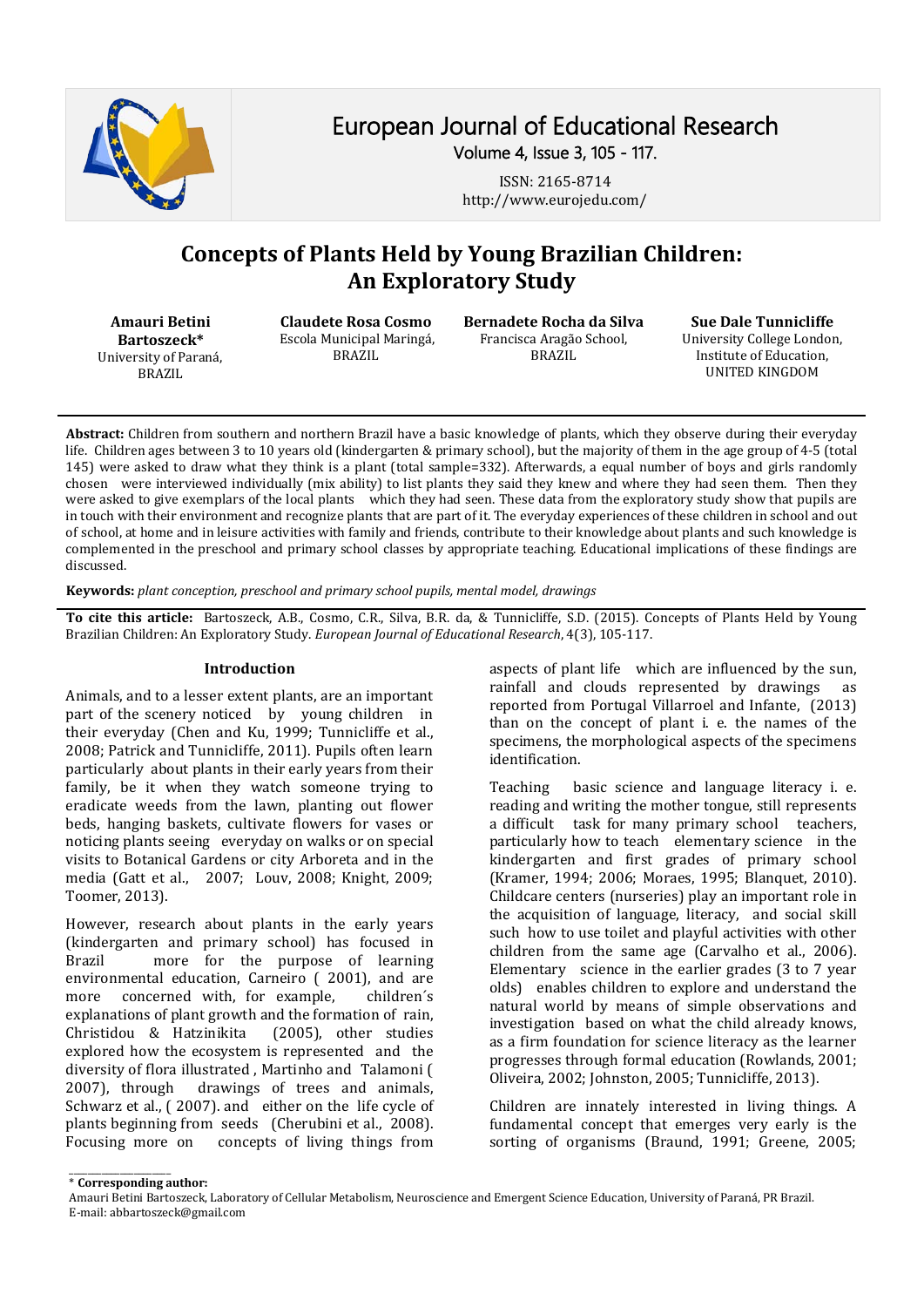# Concepts of Plants Held by Young Brazilian Children: An Exploratory Study

**Amauri Betini Bartoszeck***
University of Paraná, BRAZIL

**Claudete Rosa Cosmo**
Escola Municipal Maringá, BRAZIL

**Bernadete Rocha da Silva**
Francisca Aragão School, BRAZIL

**Sue Dale Tunnicliffe**
University College London, Institute of Education, UNITED KINGDOM

**Abstract:** Children from southern and northern Brazil have a basic knowledge of plants, which they observe during their everyday life. Children ages between 3 to 10 years old (kindergarten & primary school), but the majority of them in the age group of 4-5 (total 145) were asked to draw what they think is a plant (total sample=332). Afterwards, a equal number of boys and girls randomly chosen were interviewed individually (mix ability) to list plants they said they knew and where they had seen them. Then they were asked to give exemplars of the local plants which they had seen. These data from the exploratory study show that pupils are in touch with their environment and recognize plants that are part of it. The everyday experiences of these children in school and out of school, at home and in leisure activities with family and friends, contribute to their knowledge about plants and such knowledge is complemented in the preschool and primary school classes by appropriate teaching. Educational implications of these findings are discussed.

**Keywords:** *plant conception, preschool and primary school pupils, mental model, drawings*

**To cite this article:** Bartoszeck, A.B., Cosmo, C.R., Silva, B.R. da, & Tunnicliffe, S.D. (2015). Concepts of Plants Held by Young Brazilian Children: An Exploratory Study. *European Journal of Educational Research*, 4(3), 105-117.

## Introduction

Animals, and to a lesser extent plants, are an important part of the scenery noticed by young children in their everyday (Chen and Ku, 1999; Tunnicliffe et al., 2008; Patrick and Tunnicliffe, 2011). Pupils often learn particularly about plants in their early years from their family, be it when they watch someone trying to eradicate weeds from the lawn, planting out flower beds, hanging baskets, cultivate flowers for vases or noticing plants seeing everyday on walks or on special visits to Botanical Gardens or city Arboreta and in the media (Gatt et al., 2007; Louv, 2008; Knight, 2009; Toomer, 2013).

However, research about plants in the early years (kindergarten and primary school) has focused in Brazil more for the purpose of learning environmental education, Carneiro ( 2001), and are more concerned with, for example, children´s explanations of plant growth and the formation of rain, Christidou & Hatzinikita (2005), other studies explored how the ecosystem is represented and the diversity of flora illustrated , Martinho and Talamoni ( 2007), through drawings of trees and animals, Schwarz et al., ( 2007). and either on the life cycle of plants beginning from seeds (Cherubini et al., 2008). Focusing more on concepts of living things from aspects of plant life which are influenced by the sun, rainfall and clouds represented by drawings as reported from Portugal Villarroel and Infante, (2013) than on the concept of plant i. e. the names of the specimens, the morphological aspects of the specimens identification.

Teaching basic science and language literacy i. e. reading and writing the mother tongue, still represents a difficult task for many primary school teachers, particularly how to teach elementary science in the kindergarten and first grades of primary school (Kramer, 1994; 2006; Moraes, 1995; Blanquet, 2010). Childcare centers (nurseries) play an important role in the acquisition of language, literacy, and social skill such how to use toilet and playful activities with other children from the same age (Carvalho et al., 2006). Elementary science in the earlier grades (3 to 7 year olds) enables children to explore and understand the natural world by means of simple observations and investigation based on what the child already knows, as a firm foundation for science literacy as the learner progresses through formal education (Rowlands, 2001; Oliveira, 2002; Johnston, 2005; Tunnicliffe, 2013).

Children are innately interested in living things. A fundamental concept that emerges very early is the sorting of organisms (Braund, 1991; Greene, 2005;

---

\* **Corresponding author:**
Amauri Betini Bartoszeck, Laboratory of Cellular Metabolism, Neuroscience and Emergent Science Education, University of Paraná, PR Brazil.
E-mail: abbartoszeck@gmail.com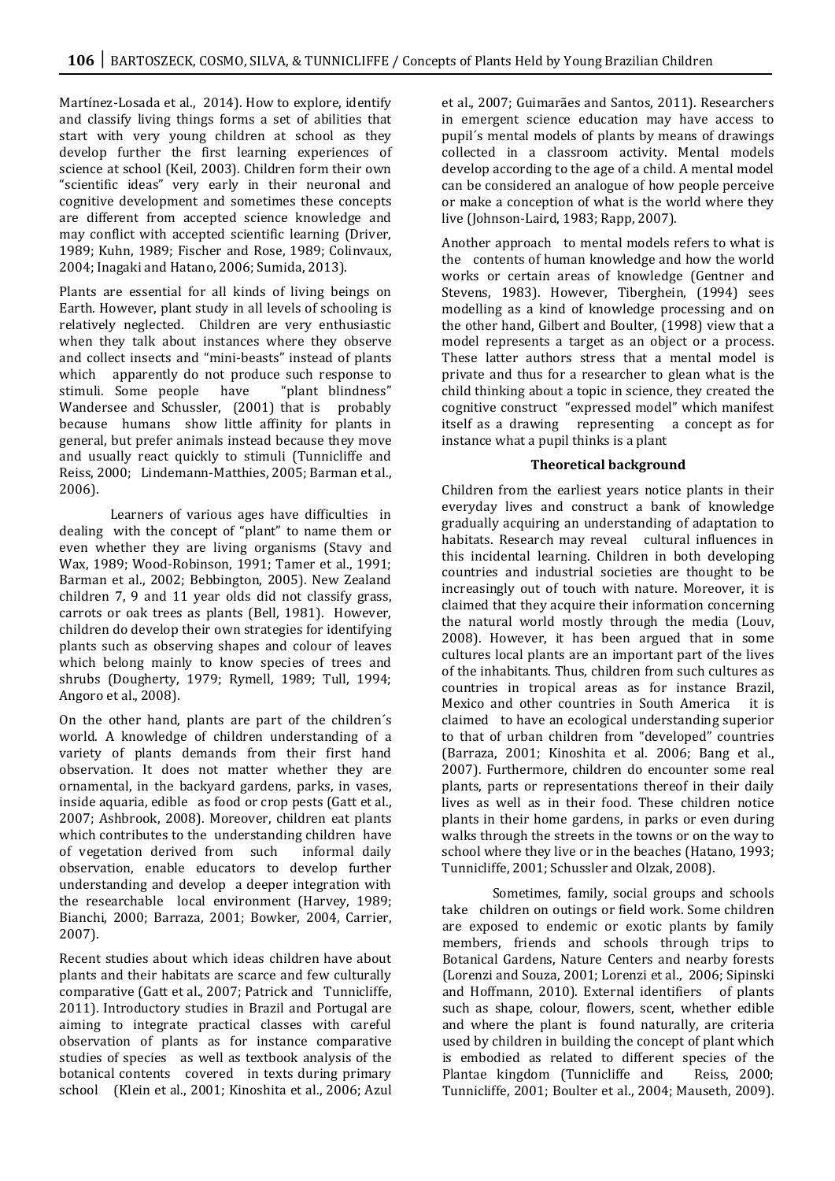Martínez-Losada et al., 2014). How to explore, identify and classify living things forms a set of abilities that start with very young children at school as they develop further the first learning experiences of science at school (Keil, 2003). Children form their own "scientific ideas" very early in their neuronal and cognitive development and sometimes these concepts are different from accepted science knowledge and may conflict with accepted scientific learning (Driver, 1989; Kuhn, 1989; Fischer and Rose, 1989; Colinvaux, 2004; Inagaki and Hatano, 2006; Sumida, 2013).

Plants are essential for all kinds of living beings on Earth. However, plant study in all levels of schooling is relatively neglected. Children are very enthusiastic when they talk about instances where they observe and collect insects and "mini-beasts" instead of plants which apparently do not produce such response to stimuli. Some people have "plant blindness" Wandersee and Schussler, (2001) that is probably because humans show little affinity for plants in general, but prefer animals instead because they move and usually react quickly to stimuli (Tunnicliffe and Reiss, 2000; Lindemann-Matthies, 2005; Barman et al., 2006).

Learners of various ages have difficulties in dealing with the concept of "plant" to name them or even whether they are living organisms (Stavy and Wax, 1989; Wood-Robinson, 1991; Tamer et al., 1991; Barman et al., 2002; Bebbington, 2005). New Zealand children 7, 9 and 11 year olds did not classify grass, carrots or oak trees as plants (Bell, 1981). However, children do develop their own strategies for identifying plants such as observing shapes and colour of leaves which belong mainly to know species of trees and shrubs (Dougherty, 1979; Rymell, 1989; Tull, 1994; Angoro et al., 2008).

On the other hand, plants are part of the children´s world. A knowledge of children understanding of a variety of plants demands from their first hand observation. It does not matter whether they are ornamental, in the backyard gardens, parks, in vases, inside aquaria, edible as food or crop pests (Gatt et al., 2007; Ashbrook, 2008). Moreover, children eat plants which contributes to the understanding children have of vegetation derived from such informal daily observation, enable educators to develop further understanding and develop a deeper integration with the researchable local environment (Harvey, 1989; Bianchi, 2000; Barraza, 2001; Bowker, 2004, Carrier, 2007).

Recent studies about which ideas children have about plants and their habitats are scarce and few culturally comparative (Gatt et al., 2007; Patrick and Tunnicliffe, 2011). Introductory studies in Brazil and Portugal are aiming to integrate practical classes with careful observation of plants as for instance comparative studies of species as well as textbook analysis of the botanical contents covered in texts during primary school (Klein et al., 2001; Kinoshita et al., 2006; Azul et al., 2007; Guimarães and Santos, 2011). Researchers in emergent science education may have access to pupil´s mental models of plants by means of drawings collected in a classroom activity. Mental models develop according to the age of a child. A mental model can be considered an analogue of how people perceive or make a conception of what is the world where they live (Johnson-Laird, 1983; Rapp, 2007).

Another approach to mental models refers to what is the contents of human knowledge and how the world works or certain areas of knowledge (Gentner and Stevens, 1983). However, Tiberghein, (1994) sees modelling as a kind of knowledge processing and on the other hand, Gilbert and Boulter, (1998) view that a model represents a target as an object or a process. These latter authors stress that a mental model is private and thus for a researcher to glean what is the child thinking about a topic in science, they created the cognitive construct "expressed model" which manifest itself as a drawing representing a concept as for instance what a pupil thinks is a plant

## Theoretical background

Children from the earliest years notice plants in their everyday lives and construct a bank of knowledge gradually acquiring an understanding of adaptation to habitats. Research may reveal cultural influences in this incidental learning. Children in both developing countries and industrial societies are thought to be increasingly out of touch with nature. Moreover, it is claimed that they acquire their information concerning the natural world mostly through the media (Louv, 2008). However, it has been argued that in some cultures local plants are an important part of the lives of the inhabitants. Thus, children from such cultures as countries in tropical areas as for instance Brazil, Mexico and other countries in South America it is claimed to have an ecological understanding superior to that of urban children from "developed" countries (Barraza, 2001; Kinoshita et al. 2006; Bang et al., 2007). Furthermore, children do encounter some real plants, parts or representations thereof in their daily lives as well as in their food. These children notice plants in their home gardens, in parks or even during walks through the streets in the towns or on the way to school where they live or in the beaches (Hatano, 1993; Tunnicliffe, 2001; Schussler and Olzak, 2008).

Sometimes, family, social groups and schools take children on outings or field work. Some children are exposed to endemic or exotic plants by family members, friends and schools through trips to Botanical Gardens, Nature Centers and nearby forests (Lorenzi and Souza, 2001; Lorenzi et al., 2006; Sipinski and Hoffmann, 2010). External identifiers of plants such as shape, colour, flowers, scent, whether edible and where the plant is found naturally, are criteria used by children in building the concept of plant which is embodied as related to different species of the Plantae kingdom (Tunnicliffe and Reiss, 2000; Tunnicliffe, 2001; Boulter et al., 2004; Mauseth, 2009).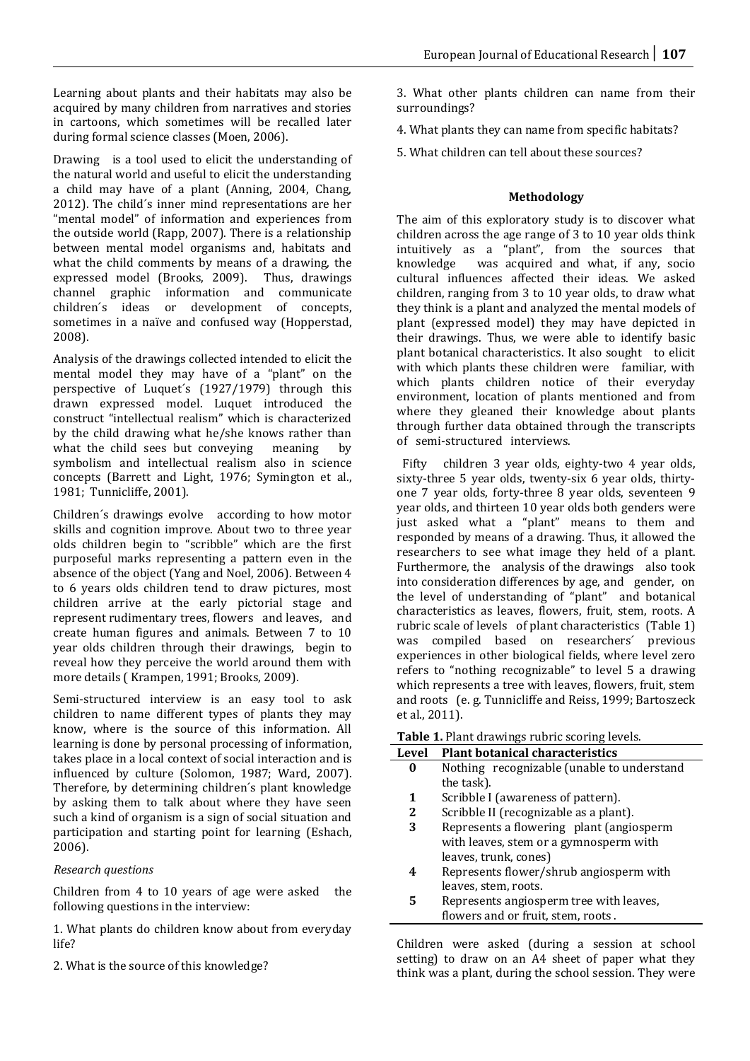Learning about plants and their habitats may also be acquired by many children from narratives and stories in cartoons, which sometimes will be recalled later during formal science classes (Moen, 2006).

Drawing is a tool used to elicit the understanding of the natural world and useful to elicit the understanding a child may have of a plant (Anning, 2004, Chang, 2012). The child´s inner mind representations are her "mental model" of information and experiences from the outside world (Rapp, 2007). There is a relationship between mental model organisms and, habitats and what the child comments by means of a drawing, the expressed model (Brooks, 2009). Thus, drawings channel graphic information and communicate children´s ideas or development of concepts, sometimes in a naïve and confused way (Hopperstad, 2008).

Analysis of the drawings collected intended to elicit the mental model they may have of a "plant" on the perspective of Luquet´s (1927/1979) through this drawn expressed model. Luquet introduced the construct "intellectual realism" which is characterized by the child drawing what he/she knows rather than what the child sees but conveying meaning by symbolism and intellectual realism also in science concepts (Barrett and Light, 1976; Symington et al., 1981; Tunnicliffe, 2001).

Children´s drawings evolve according to how motor skills and cognition improve. About two to three year olds children begin to "scribble" which are the first purposeful marks representing a pattern even in the absence of the object (Yang and Noel, 2006). Between 4 to 6 years olds children tend to draw pictures, most children arrive at the early pictorial stage and represent rudimentary trees, flowers and leaves, and create human figures and animals. Between 7 to 10 year olds children through their drawings, begin to reveal how they perceive the world around them with more details ( Krampen, 1991; Brooks, 2009).

Semi-structured interview is an easy tool to ask children to name different types of plants they may know, where is the source of this information. All learning is done by personal processing of information, takes place in a local context of social interaction and is influenced by culture (Solomon, 1987; Ward, 2007). Therefore, by determining children´s plant knowledge by asking them to talk about where they have seen such a kind of organism is a sign of social situation and participation and starting point for learning (Eshach, 2006).

*Research questions*

Children from 4 to 10 years of age were asked the following questions in the interview:

1. What plants do children know about from everyday life?

2. What is the source of this knowledge?

3. What other plants children can name from their surroundings?

4. What plants they can name from specific habitats?

5. What children can tell about these sources?

**Methodology**

The aim of this exploratory study is to discover what children across the age range of 3 to 10 year olds think intuitively as a "plant", from the sources that knowledge was acquired and what, if any, socio cultural influences affected their ideas. We asked children, ranging from 3 to 10 year olds, to draw what they think is a plant and analyzed the mental models of plant (expressed model) they may have depicted in their drawings. Thus, we were able to identify basic plant botanical characteristics. It also sought to elicit with which plants these children were familiar, with which plants children notice of their everyday environment, location of plants mentioned and from where they gleaned their knowledge about plants through further data obtained through the transcripts of semi-structured interviews.

Fifty children 3 year olds, eighty-two 4 year olds, sixty-three 5 year olds, twenty-six 6 year olds, thirty-one 7 year olds, forty-three 8 year olds, seventeen 9 year olds, and thirteen 10 year olds both genders were just asked what a "plant" means to them and responded by means of a drawing. Thus, it allowed the researchers to see what image they held of a plant. Furthermore, the analysis of the drawings also took into consideration differences by age, and gender, on the level of understanding of "plant" and botanical characteristics as leaves, flowers, fruit, stem, roots. A rubric scale of levels of plant characteristics (Table 1) was compiled based on researchers´ previous experiences in other biological fields, where level zero refers to "nothing recognizable" to level 5 a drawing which represents a tree with leaves, flowers, fruit, stem and roots (e. g. Tunnicliffe and Reiss, 1999; Bartoszeck et al., 2011).

**Table 1.** Plant drawings rubric scoring levels.

| Level | Plant botanical characteristics |
|---|---|
| **0** | Nothing recognizable (unable to understand the task). |
| **1** | Scribble I (awareness of pattern). |
| **2** | Scribble II (recognizable as a plant). |
| **3** | Represents a flowering plant (angiosperm with leaves, stem or a gymnosperm with leaves, trunk, cones) |
| **4** | Represents flower/shrub angiosperm with leaves, stem, roots. |
| **5** | Represents angiosperm tree with leaves, flowers and or fruit, stem, roots . |

Children were asked (during a session at school setting) to draw on an A4 sheet of paper what they think was a plant, during the school session. They were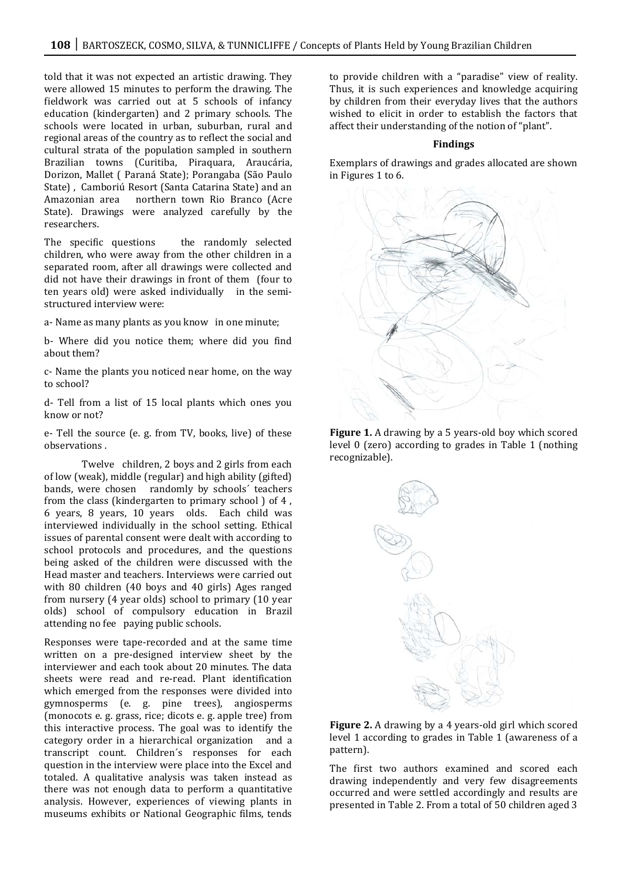told that it was not expected an artistic drawing. They were allowed 15 minutes to perform the drawing. The fieldwork was carried out at 5 schools of infancy education (kindergarten) and 2 primary schools. The schools were located in urban, suburban, rural and regional areas of the country as to reflect the social and cultural strata of the population sampled in southern Brazilian towns (Curitiba, Piraquara, Araucária, Dorizon, Mallet ( Paraná State); Porangaba (São Paulo State) , Camboriú Resort (Santa Catarina State) and an Amazonian area northern town Rio Branco (Acre State). Drawings were analyzed carefully by the researchers.

The specific questions the randomly selected children, who were away from the other children in a separated room, after all drawings were collected and did not have their drawings in front of them (four to ten years old) were asked individually in the semi-structured interview were:

a- Name as many plants as you know in one minute;

b- Where did you notice them; where did you find about them?

c- Name the plants you noticed near home, on the way to school?

d- Tell from a list of 15 local plants which ones you know or not?

e- Tell the source (e. g. from TV, books, live) of these observations .

Twelve children, 2 boys and 2 girls from each of low (weak), middle (regular) and high ability (gifted) bands, were chosen randomly by schools´ teachers from the class (kindergarten to primary school ) of 4 , 6 years, 8 years, 10 years olds. Each child was interviewed individually in the school setting. Ethical issues of parental consent were dealt with according to school protocols and procedures, and the questions being asked of the children were discussed with the Head master and teachers. Interviews were carried out with 80 children (40 boys and 40 girls) Ages ranged from nursery (4 year olds) school to primary (10 year olds) school of compulsory education in Brazil attending no fee paying public schools.

Responses were tape-recorded and at the same time written on a pre-designed interview sheet by the interviewer and each took about 20 minutes. The data sheets were read and re-read. Plant identification which emerged from the responses were divided into gymnosperms (e. g. pine trees), angiosperms (monocots e. g. grass, rice; dicots e. g. apple tree) from this interactive process. The goal was to identify the category order in a hierarchical organization and a transcript count. Children´s responses for each question in the interview were place into the Excel and totaled. A qualitative analysis was taken instead as there was not enough data to perform a quantitative analysis. However, experiences of viewing plants in museums exhibits or National Geographic films, tends to provide children with a "paradise" view of reality. Thus, it is such experiences and knowledge acquiring by children from their everyday lives that the authors wished to elicit in order to establish the factors that affect their understanding of the notion of "plant".

## Findings

Exemplars of drawings and grades allocated are shown in Figures 1 to 6.

**Figure 1.** A drawing by a 5 years-old boy which scored level 0 (zero) according to grades in Table 1 (nothing recognizable).

**Figure 2.** A drawing by a 4 years-old girl which scored level 1 according to grades in Table 1 (awareness of a pattern).

The first two authors examined and scored each drawing independently and very few disagreements occurred and were settled accordingly and results are presented in Table 2. From a total of 50 children aged 3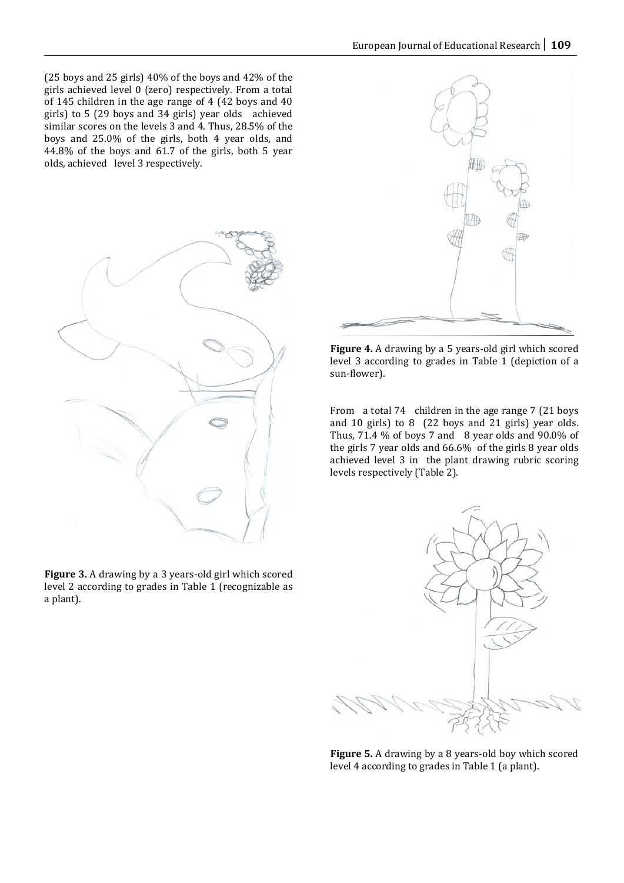(25 boys and 25 girls) 40% of the boys and 42% of the girls achieved level 0 (zero) respectively. From a total of 145 children in the age range of 4 (42 boys and 40 girls) to 5 (29 boys and 34 girls) year olds achieved similar scores on the levels 3 and 4. Thus, 28.5% of the boys and 25.0% of the girls, both 4 year olds, and 44.8% of the boys and 61.7 of the girls, both 5 year olds, achieved level 3 respectively.

**Figure 3.** A drawing by a 3 years-old girl which scored level 2 according to grades in Table 1 (recognizable as a plant).

**Figure 4.** A drawing by a 5 years-old girl which scored level 3 according to grades in Table 1 (depiction of a sun-flower).

From a total 74 children in the age range 7 (21 boys and 10 girls) to 8 (22 boys and 21 girls) year olds. Thus, 71.4 % of boys 7 and 8 year olds and 90.0% of the girls 7 year olds and 66.6% of the girls 8 year olds achieved level 3 in the plant drawing rubric scoring levels respectively (Table 2).

**Figure 5.** A drawing by a 8 years-old boy which scored level 4 according to grades in Table 1 (a plant).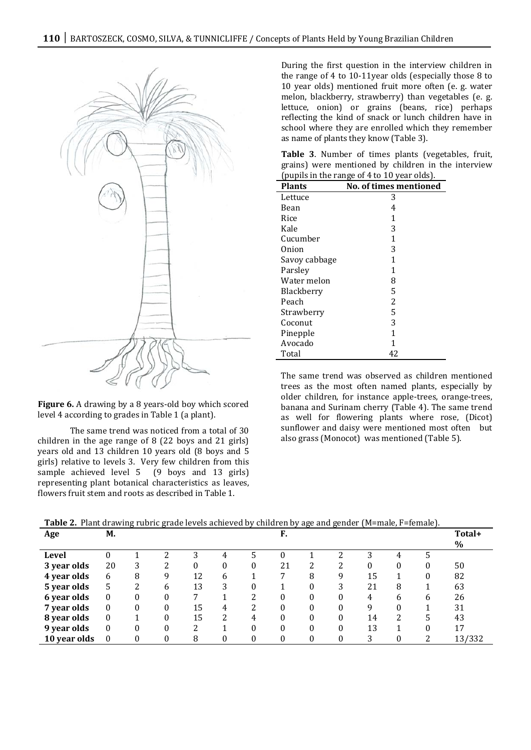**Figure 6.** A drawing by a 8 years-old boy which scored level 4 according to grades in Table 1 (a plant).

The same trend was noticed from a total of 30 children in the age range of 8 (22 boys and 21 girls) years old and 13 children 10 years old (8 boys and 5 girls) relative to levels 3. Very few children from this sample achieved level 5 (9 boys and 13 girls) representing plant botanical characteristics as leaves, flowers fruit stem and roots as described in Table 1.

During the first question in the interview children in the range of 4 to 10-11year olds (especially those 8 to 10 year olds) mentioned fruit more often (e. g. water melon, blackberry, strawberry) than vegetables (e. g. lettuce, onion) or grains (beans, rice) perhaps reflecting the kind of snack or lunch children have in school where they are enrolled which they remember as name of plants they know (Table 3).

**Table 3**. Number of times plants (vegetables, fruit, grains) were mentioned by children in the interview (pupils in the range of 4 to 10 year olds).

| Plants | No. of times mentioned |
|---|---|
| Lettuce | 3 |
| Bean | 4 |
| Rice | 1 |
| Kale | 3 |
| Cucumber | 1 |
| Onion | 3 |
| Savoy cabbage | 1 |
| Parsley | 1 |
| Water melon | 8 |
| Blackberry | 5 |
| Peach | 2 |
| Strawberry | 5 |
| Coconut | 3 |
| Pinepple | 1 |
| Avocado | 1 |
| Total | 42 |

The same trend was observed as children mentioned trees as the most often named plants, especially by older children, for instance apple-trees, orange-trees, banana and Surinam cherry (Table 4). The same trend as well for flowering plants where rose, (Dicot) sunflower and daisy were mentioned most often but also grass (Monocot) was mentioned (Table 5).

**Table 2.** Plant drawing rubric grade levels achieved by children by age and gender (M=male, F=female).

| Age | M. | | | | | | F. | | | | | | Total+ % |
|---|---|---|---|---|---|---|---|---|---|---|---|---|---|
| **Level** | 0 | 1 | 2 | 3 | 4 | 5 | 0 | 1 | 2 | 3 | 4 | 5 | |
| **3 year olds** | 20 | 3 | 2 | 0 | 0 | 0 | 21 | 2 | 2 | 0 | 0 | 0 | 50 |
| **4 year olds** | 6 | 8 | 9 | 12 | 6 | 1 | 7 | 8 | 9 | 15 | 1 | 0 | 82 |
| **5 year olds** | 5 | 2 | 6 | 13 | 3 | 0 | 1 | 0 | 3 | 21 | 8 | 1 | 63 |
| **6 year olds** | 0 | 0 | 0 | 7 | 1 | 2 | 0 | 0 | 0 | 4 | 6 | 6 | 26 |
| **7 year olds** | 0 | 0 | 0 | 15 | 4 | 2 | 0 | 0 | 0 | 9 | 0 | 1 | 31 |
| **8 year olds** | 0 | 1 | 0 | 15 | 2 | 4 | 0 | 0 | 0 | 14 | 2 | 5 | 43 |
| **9 year olds** | 0 | 0 | 0 | 2 | 1 | 0 | 0 | 0 | 0 | 13 | 1 | 0 | 17 |
| **10 year olds** | 0 | 0 | 0 | 8 | 0 | 0 | 0 | 0 | 0 | 3 | 0 | 2 | 13/332 |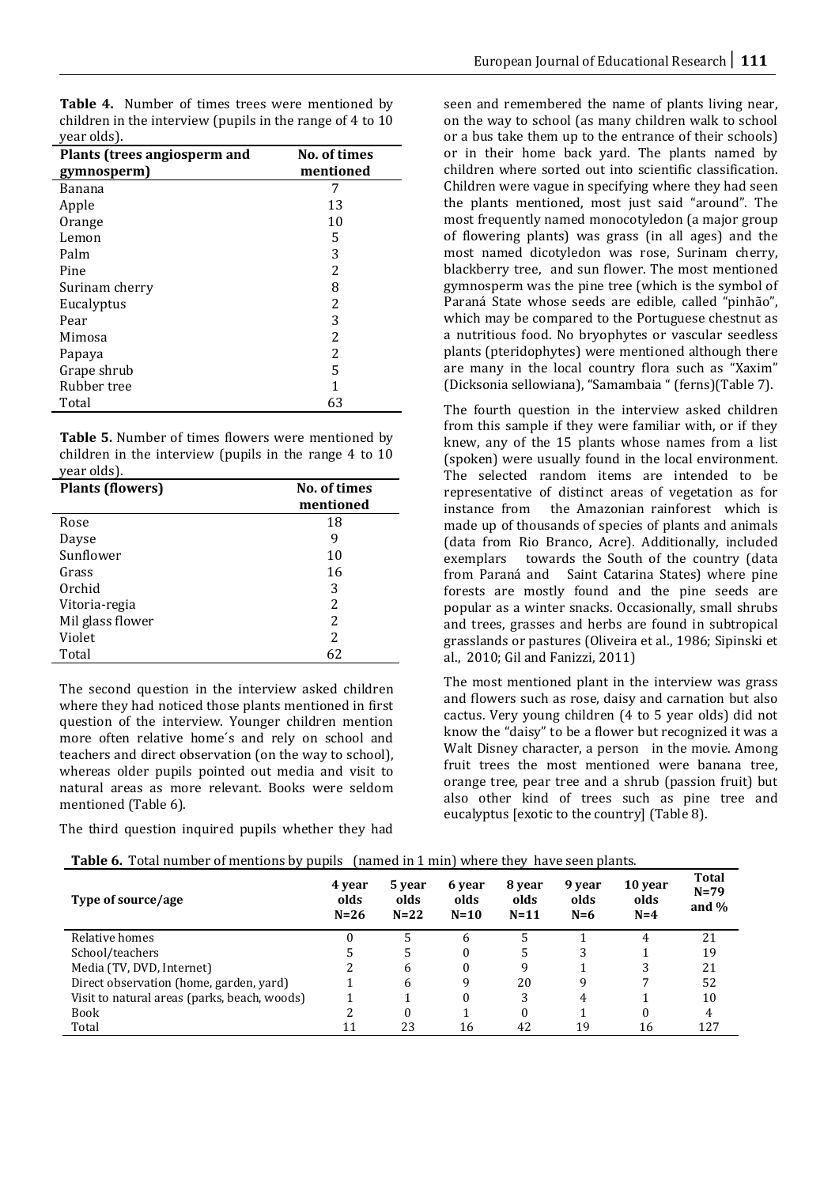**Table 4.** Number of times trees were mentioned by children in the interview (pupils in the range of 4 to 10 year olds).

| Plants (trees angiosperm and gymnosperm) | No. of times mentioned |
|---|---|
| Banana | 7 |
| Apple | 13 |
| Orange | 10 |
| Lemon | 5 |
| Palm | 3 |
| Pine | 2 |
| Surinam cherry | 8 |
| Eucalyptus | 2 |
| Pear | 3 |
| Mimosa | 2 |
| Papaya | 2 |
| Grape shrub | 5 |
| Rubber tree | 1 |
| Total | 63 |

**Table 5.** Number of times flowers were mentioned by children in the interview (pupils in the range 4 to 10 year olds).

| Plants (flowers) | No. of times mentioned |
|---|---|
| Rose | 18 |
| Dayse | 9 |
| Sunflower | 10 |
| Grass | 16 |
| Orchid | 3 |
| Vitoria-regia | 2 |
| Mil glass flower | 2 |
| Violet | 2 |
| Total | 62 |

The second question in the interview asked children where they had noticed those plants mentioned in first question of the interview. Younger children mention more often relative home´s and rely on school and teachers and direct observation (on the way to school), whereas older pupils pointed out media and visit to natural areas as more relevant. Books were seldom mentioned (Table 6).

The third question inquired pupils whether they had seen and remembered the name of plants living near, on the way to school (as many children walk to school or a bus take them up to the entrance of their schools) or in their home back yard. The plants named by children where sorted out into scientific classification. Children were vague in specifying where they had seen the plants mentioned, most just said "around". The most frequently named monocotyledon (a major group of flowering plants) was grass (in all ages) and the most named dicotyledon was rose, Surinam cherry, blackberry tree, and sun flower. The most mentioned gymnosperm was the pine tree (which is the symbol of Paraná State whose seeds are edible, called "pinhão", which may be compared to the Portuguese chestnut as a nutritious food. No bryophytes or vascular seedless plants (pteridophytes) were mentioned although there are many in the local country flora such as "Xaxim" (Dicksonia sellowiana), "Samambaia " (ferns)(Table 7).

The fourth question in the interview asked children from this sample if they were familiar with, or if they knew, any of the 15 plants whose names from a list (spoken) were usually found in the local environment. The selected random items are intended to be representative of distinct areas of vegetation as for instance from the Amazonian rainforest which is made up of thousands of species of plants and animals (data from Rio Branco, Acre). Additionally, included exemplars towards the South of the country (data from Paraná and Saint Catarina States) where pine forests are mostly found and the pine seeds are popular as a winter snacks. Occasionally, small shrubs and trees, grasses and herbs are found in subtropical grasslands or pastures (Oliveira et al., 1986; Sipinski et al., 2010; Gil and Fanizzi, 2011)

The most mentioned plant in the interview was grass and flowers such as rose, daisy and carnation but also cactus. Very young children (4 to 5 year olds) did not know the "daisy" to be a flower but recognized it was a Walt Disney character, a person in the movie. Among fruit trees the most mentioned were banana tree, orange tree, pear tree and a shrub (passion fruit) but also other kind of trees such as pine tree and eucalyptus [exotic to the country] (Table 8).

**Table 6.** Total number of mentions by pupils (named in 1 min) where they have seen plants.

| Type of source/age | 4 year olds N=26 | 5 year olds N=22 | 6 year olds N=10 | 8 year olds N=11 | 9 year olds N=6 | 10 year olds N=4 | Total N=79 and % |
|---|---|---|---|---|---|---|---|
| Relative homes | 0 | 5 | 6 | 5 | 1 | 4 | 21 |
| School/teachers | 5 | 5 | 0 | 5 | 3 | 1 | 19 |
| Media (TV, DVD, Internet) | 2 | 6 | 0 | 9 | 1 | 3 | 21 |
| Direct observation (home, garden, yard) | 1 | 6 | 9 | 20 | 9 | 7 | 52 |
| Visit to natural areas (parks, beach, woods) | 1 | 1 | 0 | 3 | 4 | 1 | 10 |
| Book | 2 | 0 | 1 | 0 | 1 | 0 | 4 |
| Total | 11 | 23 | 16 | 42 | 19 | 16 | 127 |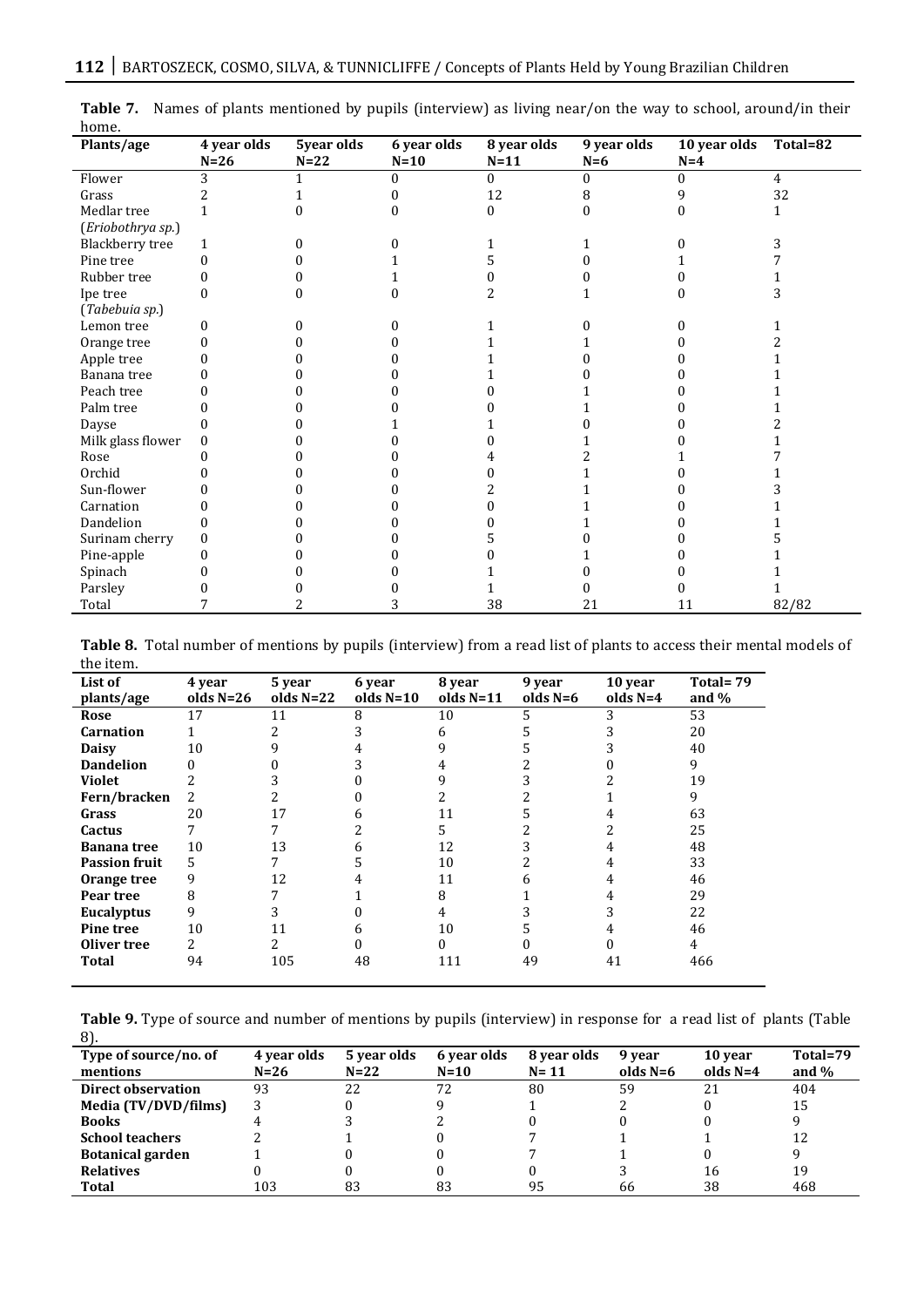**Table 7.** Names of plants mentioned by pupils (interview) as living near/on the way to school, around/in their home.

| Plants/age | 4 year olds N=26 | 5year olds N=22 | 6 year olds N=10 | 8 year olds N=11 | 9 year olds N=6 | 10 year olds N=4 | Total=82 |
|---|---|---|---|---|---|---|---|
| Flower | 3 | 1 | 0 | 0 | 0 | 0 | 4 |
| Grass | 2 | 1 | 0 | 12 | 8 | 9 | 32 |
| Medlar tree (*Eriobothrya sp.*) | 1 | 0 | 0 | 0 | 0 | 0 | 1 |
| Blackberry tree | 1 | 0 | 0 | 1 | 1 | 0 | 3 |
| Pine tree | 0 | 0 | 1 | 5 | 0 | 1 | 7 |
| Rubber tree | 0 | 0 | 1 | 0 | 0 | 0 | 1 |
| Ipe tree (*Tabebuia sp.*) | 0 | 0 | 0 | 2 | 1 | 0 | 3 |
| Lemon tree | 0 | 0 | 0 | 1 | 0 | 0 | 1 |
| Orange tree | 0 | 0 | 0 | 1 | 1 | 0 | 2 |
| Apple tree | 0 | 0 | 0 | 1 | 0 | 0 | 1 |
| Banana tree | 0 | 0 | 0 | 1 | 0 | 0 | 1 |
| Peach tree | 0 | 0 | 0 | 0 | 1 | 0 | 1 |
| Palm tree | 0 | 0 | 0 | 0 | 1 | 0 | 1 |
| Dayse | 0 | 0 | 1 | 1 | 0 | 0 | 2 |
| Milk glass flower | 0 | 0 | 0 | 0 | 1 | 0 | 1 |
| Rose | 0 | 0 | 0 | 4 | 2 | 1 | 7 |
| Orchid | 0 | 0 | 0 | 0 | 1 | 0 | 1 |
| Sun-flower | 0 | 0 | 0 | 2 | 1 | 0 | 3 |
| Carnation | 0 | 0 | 0 | 0 | 1 | 0 | 1 |
| Dandelion | 0 | 0 | 0 | 0 | 1 | 0 | 1 |
| Surinam cherry | 0 | 0 | 0 | 5 | 0 | 0 | 5 |
| Pine-apple | 0 | 0 | 0 | 0 | 1 | 0 | 1 |
| Spinach | 0 | 0 | 0 | 1 | 0 | 0 | 1 |
| Parsley | 0 | 0 | 0 | 1 | 0 | 0 | 1 |
| Total | 7 | 2 | 3 | 38 | 21 | 11 | 82/82 |

**Table 8.** Total number of mentions by pupils (interview) from a read list of plants to access their mental models of the item.

| List of plants/age | 4 year olds N=26 | 5 year olds N=22 | 6 year olds N=10 | 8 year olds N=11 | 9 year olds N=6 | 10 year olds N=4 | Total= 79 and % |
|---|---|---|---|---|---|---|---|
| **Rose** | 17 | 11 | 8 | 10 | 5 | 3 | 53 |
| **Carnation** | 1 | 2 | 3 | 6 | 5 | 3 | 20 |
| **Daisy** | 10 | 9 | 4 | 9 | 5 | 3 | 40 |
| **Dandelion** | 0 | 0 | 3 | 4 | 2 | 0 | 9 |
| **Violet** | 2 | 3 | 0 | 9 | 3 | 2 | 19 |
| **Fern/bracken** | 2 | 2 | 0 | 2 | 2 | 1 | 9 |
| **Grass** | 20 | 17 | 6 | 11 | 5 | 4 | 63 |
| **Cactus** | 7 | 7 | 2 | 5 | 2 | 2 | 25 |
| **Banana tree** | 10 | 13 | 6 | 12 | 3 | 4 | 48 |
| **Passion fruit** | 5 | 7 | 5 | 10 | 2 | 4 | 33 |
| **Orange tree** | 9 | 12 | 4 | 11 | 6 | 4 | 46 |
| **Pear tree** | 8 | 7 | 1 | 8 | 1 | 4 | 29 |
| **Eucalyptus** | 9 | 3 | 0 | 4 | 3 | 3 | 22 |
| **Pine tree** | 10 | 11 | 6 | 10 | 5 | 4 | 46 |
| **Oliver tree** | 2 | 2 | 0 | 0 | 0 | 0 | 4 |
| **Total** | 94 | 105 | 48 | 111 | 49 | 41 | 466 |

**Table 9.** Type of source and number of mentions by pupils (interview) in response for a read list of plants (Table 8).

| Type of source/no. of mentions | 4 year olds N=26 | 5 year olds N=22 | 6 year olds N=10 | 8 year olds N= 11 | 9 year olds N=6 | 10 year olds N=4 | Total=79 and % |
|---|---|---|---|---|---|---|---|
| **Direct observation** | 93 | 22 | 72 | 80 | 59 | 21 | 404 |
| **Media (TV/DVD/films)** | 3 | 0 | 9 | 1 | 2 | 0 | 15 |
| **Books** | 4 | 3 | 2 | 0 | 0 | 0 | 9 |
| **School teachers** | 2 | 1 | 0 | 7 | 1 | 1 | 12 |
| **Botanical garden** | 1 | 0 | 0 | 7 | 1 | 0 | 9 |
| **Relatives** | 0 | 0 | 0 | 0 | 3 | 16 | 19 |
| **Total** | 103 | 83 | 83 | 95 | 66 | 38 | 468 |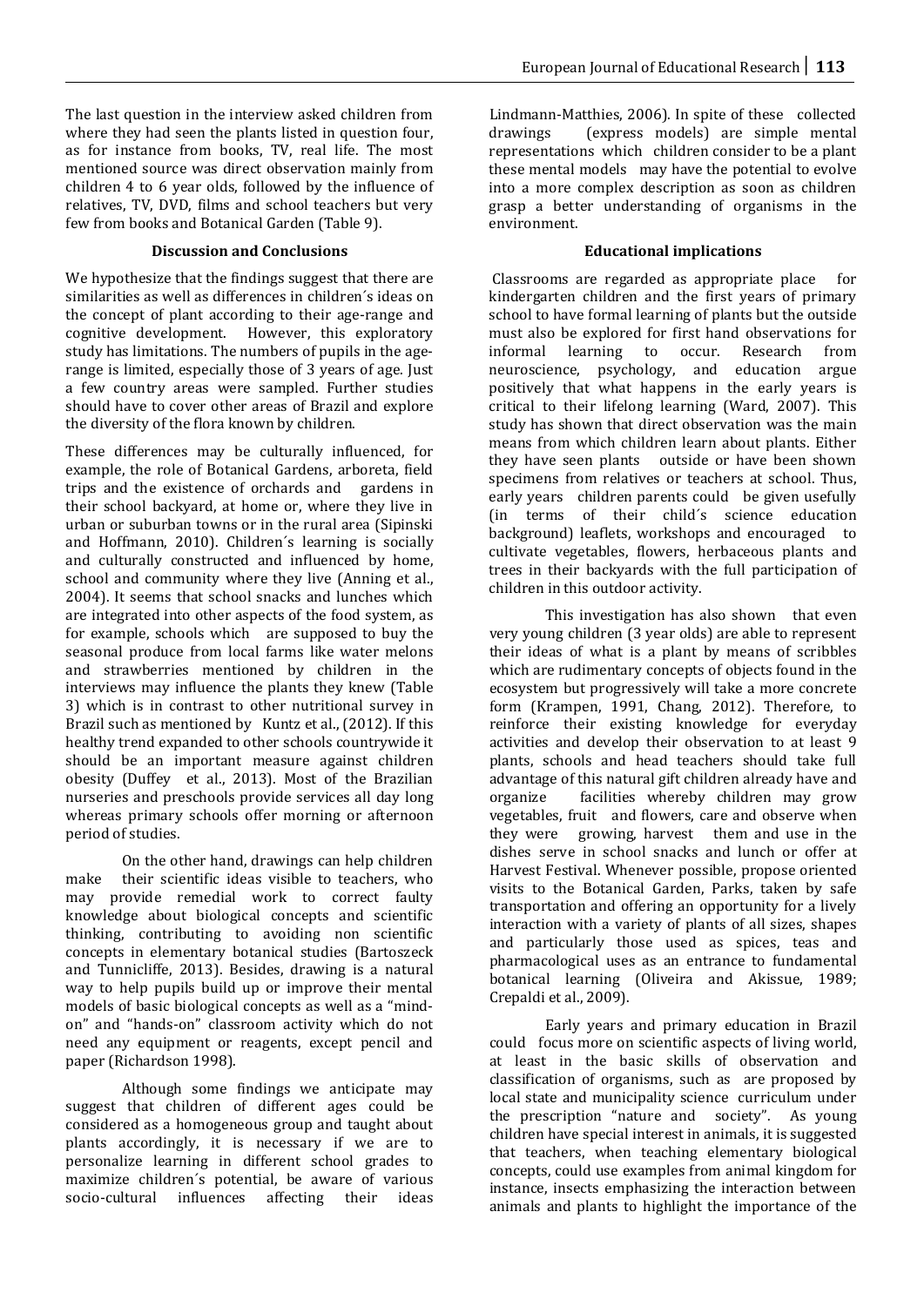The last question in the interview asked children from where they had seen the plants listed in question four, as for instance from books, TV, real life. The most mentioned source was direct observation mainly from children 4 to 6 year olds, followed by the influence of relatives, TV, DVD, films and school teachers but very few from books and Botanical Garden (Table 9).

## Discussion and Conclusions

We hypothesize that the findings suggest that there are similarities as well as differences in children´s ideas on the concept of plant according to their age-range and cognitive development. However, this exploratory study has limitations. The numbers of pupils in the age-range is limited, especially those of 3 years of age. Just a few country areas were sampled. Further studies should have to cover other areas of Brazil and explore the diversity of the flora known by children.

These differences may be culturally influenced, for example, the role of Botanical Gardens, arboreta, field trips and the existence of orchards and gardens in their school backyard, at home or, where they live in urban or suburban towns or in the rural area (Sipinski and Hoffmann, 2010). Children´s learning is socially and culturally constructed and influenced by home, school and community where they live (Anning et al., 2004). It seems that school snacks and lunches which are integrated into other aspects of the food system, as for example, schools which are supposed to buy the seasonal produce from local farms like water melons and strawberries mentioned by children in the interviews may influence the plants they knew (Table 3) which is in contrast to other nutritional survey in Brazil such as mentioned by Kuntz et al., (2012). If this healthy trend expanded to other schools countrywide it should be an important measure against children obesity (Duffey et al., 2013). Most of the Brazilian nurseries and preschools provide services all day long whereas primary schools offer morning or afternoon period of studies.

On the other hand, drawings can help children make their scientific ideas visible to teachers, who may provide remedial work to correct faulty knowledge about biological concepts and scientific thinking, contributing to avoiding non scientific concepts in elementary botanical studies (Bartoszeck and Tunnicliffe, 2013). Besides, drawing is a natural way to help pupils build up or improve their mental models of basic biological concepts as well as a "mind-on" and "hands-on" classroom activity which do not need any equipment or reagents, except pencil and paper (Richardson 1998).

Although some findings we anticipate may suggest that children of different ages could be considered as a homogeneous group and taught about plants accordingly, it is necessary if we are to personalize learning in different school grades to maximize children´s potential, be aware of various socio-cultural influences affecting their ideas Lindmann-Matthies, 2006). In spite of these collected drawings (express models) are simple mental representations which children consider to be a plant these mental models may have the potential to evolve into a more complex description as soon as children grasp a better understanding of organisms in the environment.

## Educational implications

Classrooms are regarded as appropriate place for kindergarten children and the first years of primary school to have formal learning of plants but the outside must also be explored for first hand observations for informal learning to occur. Research from neuroscience, psychology, and education argue positively that what happens in the early years is critical to their lifelong learning (Ward, 2007). This study has shown that direct observation was the main means from which children learn about plants. Either they have seen plants outside or have been shown specimens from relatives or teachers at school. Thus, early years children parents could be given usefully (in terms of their child´s science education background) leaflets, workshops and encouraged to cultivate vegetables, flowers, herbaceous plants and trees in their backyards with the full participation of children in this outdoor activity.

This investigation has also shown that even very young children (3 year olds) are able to represent their ideas of what is a plant by means of scribbles which are rudimentary concepts of objects found in the ecosystem but progressively will take a more concrete form (Krampen, 1991, Chang, 2012). Therefore, to reinforce their existing knowledge for everyday activities and develop their observation to at least 9 plants, schools and head teachers should take full advantage of this natural gift children already have and organize facilities whereby children may grow vegetables, fruit and flowers, care and observe when they were growing, harvest them and use in the dishes serve in school snacks and lunch or offer at Harvest Festival. Whenever possible, propose oriented visits to the Botanical Garden, Parks, taken by safe transportation and offering an opportunity for a lively interaction with a variety of plants of all sizes, shapes and particularly those used as spices, teas and pharmacological uses as an entrance to fundamental botanical learning (Oliveira and Akissue, 1989; Crepaldi et al., 2009).

Early years and primary education in Brazil could focus more on scientific aspects of living world, at least in the basic skills of observation and classification of organisms, such as are proposed by local state and municipality science curriculum under the prescription "nature and society". As young children have special interest in animals, it is suggested that teachers, when teaching elementary biological concepts, could use examples from animal kingdom for instance, insects emphasizing the interaction between animals and plants to highlight the importance of the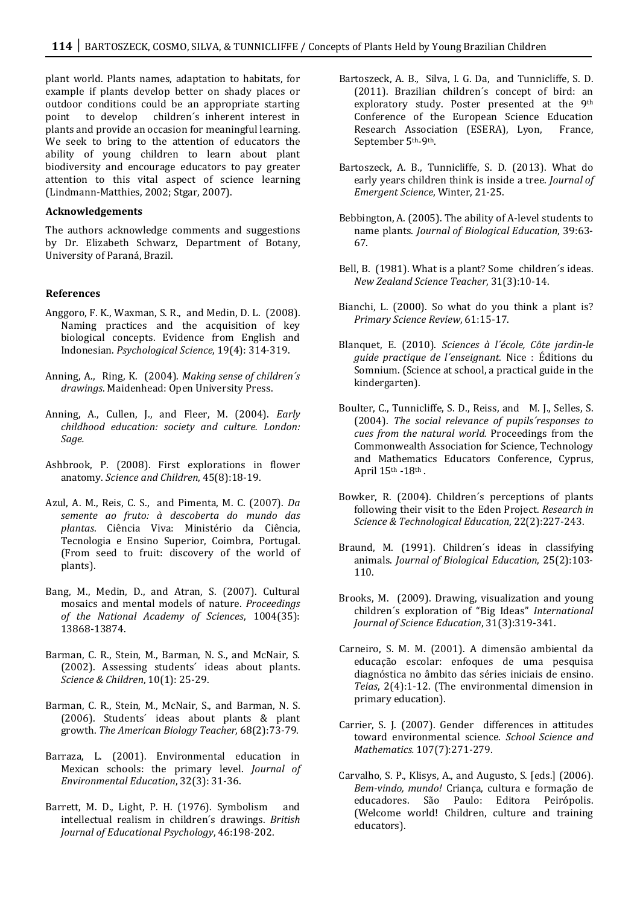plant world. Plants names, adaptation to habitats, for example if plants develop better on shady places or outdoor conditions could be an appropriate starting point to develop children´s inherent interest in plants and provide an occasion for meaningful learning. We seek to bring to the attention of educators the ability of young children to learn about plant biodiversity and encourage educators to pay greater attention to this vital aspect of science learning (Lindmann-Matthies, 2002; Stgar, 2007).

### Acknowledgements

The authors acknowledge comments and suggestions by Dr. Elizabeth Schwarz, Department of Botany, University of Paraná, Brazil.

### References

Anggoro, F. K., Waxman, S. R., and Medin, D. L. (2008). Naming practices and the acquisition of key biological concepts. Evidence from English and Indonesian. *Psychological Science*, 19(4): 314-319.

Anning, A., Ring, K. (2004). *Making sense of children´s drawings*. Maidenhead: Open University Press.

Anning, A., Cullen, J., and Fleer, M. (2004). *Early childhood education: society and culture. London: Sage.*

Ashbrook, P. (2008). First explorations in flower anatomy. *Science and Children*, 45(8):18-19.

Azul, A. M., Reis, C. S., and Pimenta, M. C. (2007). *Da semente ao fruto: à descoberta do mundo das plantas*. Ciência Viva: Ministério da Ciência, Tecnologia e Ensino Superior, Coimbra, Portugal. (From seed to fruit: discovery of the world of plants).

Bang, M., Medin, D., and Atran, S. (2007). Cultural mosaics and mental models of nature. *Proceedings of the National Academy of Sciences*, 1004(35): 13868-13874.

Barman, C. R., Stein, M., Barman, N. S., and McNair, S. (2002). Assessing students´ ideas about plants. *Science & Children*, 10(1): 25-29.

Barman, C. R., Stein, M., McNair, S., and Barman, N. S. (2006). Students´ ideas about plants & plant growth. *The American Biology Teacher*, 68(2):73-79.

Barraza, L. (2001). Environmental education in Mexican schools: the primary level. *Journal of Environmental Education*, 32(3): 31-36.

Barrett, M. D., Light, P. H. (1976). Symbolism and intellectual realism in children´s drawings. *British Journal of Educational Psychology*, 46:198-202.

Bartoszeck, A. B., Silva, I. G. Da, and Tunnicliffe, S. D. (2011). Brazilian children´s concept of bird: an exploratory study. Poster presented at the 9th Conference of the European Science Education Research Association (ESERA), Lyon, France, September 5th-9th.

Bartoszeck, A. B., Tunnicliffe, S. D. (2013). What do early years children think is inside a tree. *Journal of Emergent Science*, Winter, 21-25.

Bebbington, A. (2005). The ability of A-level students to name plants. *Journal of Biological Education*, 39:63-67.

Bell, B. (1981). What is a plant? Some children´s ideas. *New Zealand Science Teacher*, 31(3):10-14.

Bianchi, L. (2000). So what do you think a plant is? *Primary Science Review*, 61:15-17.

Blanquet, E. (2010). *Sciences à l´école, Côte jardin-le guide practique de l´enseignant*. Nice : Éditions du Somnium. (Science at school, a practical guide in the kindergarten).

Boulter, C., Tunnicliffe, S. D., Reiss, and M. J., Selles, S. (2004). *The social relevance of pupils´responses to cues from the natural world.* Proceedings from the Commonwealth Association for Science, Technology and Mathematics Educators Conference, Cyprus, April 15th -18th .

Bowker, R. (2004). Children´s perceptions of plants following their visit to the Eden Project. *Research in Science & Technological Education*, 22(2):227-243.

Braund, M. (1991). Children´s ideas in classifying animals. *Journal of Biological Education*, 25(2):103-110.

Brooks, M. (2009). Drawing, visualization and young children´s exploration of "Big Ideas" *International Journal of Science Education*, 31(3):319-341.

Carneiro, S. M. M. (2001). A dimensão ambiental da educação escolar: enfoques de uma pesquisa diagnóstica no âmbito das séries iniciais de ensino. *Teias*, 2(4):1-12. (The environmental dimension in primary education).

Carrier, S. J. (2007). Gender differences in attitudes toward environmental science. *School Science and Mathematics.* 107(7):271-279.

Carvalho, S. P., Klisys, A., and Augusto, S. [eds.] (2006). *Bem-vindo, mundo!* Criança, cultura e formação de educadores. São Paulo: Editora Peirópolis. (Welcome world! Children, culture and training educators).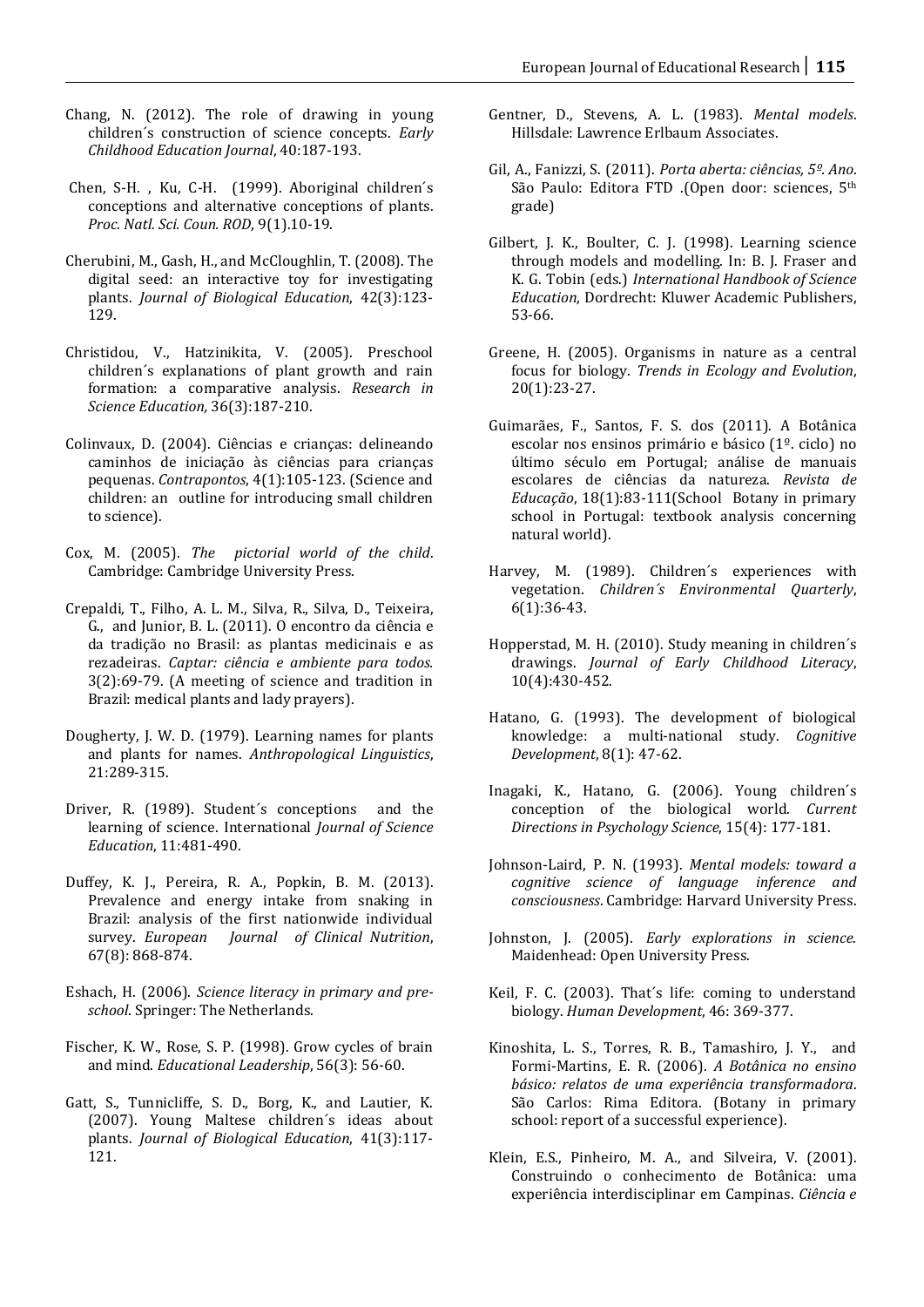Chang, N. (2012). The role of drawing in young children´s construction of science concepts. *Early Childhood Education Journal*, 40:187-193.

Chen, S-H. , Ku, C-H. (1999). Aboriginal children´s conceptions and alternative conceptions of plants. *Proc. Natl. Sci. Coun. ROD*, 9(1).10-19.

Cherubini, M., Gash, H., and McCloughlin, T. (2008). The digital seed: an interactive toy for investigating plants. *Journal of Biological Education*, 42(3):123-129.

Christidou, V., Hatzinikita, V. (2005). Preschool children´s explanations of plant growth and rain formation: a comparative analysis. *Research in Science Education,* 36(3):187-210.

Colinvaux, D. (2004). Ciências e crianças: delineando caminhos de iniciação às ciências para crianças pequenas. *Contrapontos*, 4(1):105-123. (Science and children: an outline for introducing small children to science).

Cox, M. (2005). *The pictorial world of the child*. Cambridge: Cambridge University Press.

Crepaldi, T., Filho, A. L. M., Silva, R., Silva, D., Teixeira, G., and Junior, B. L. (2011). O encontro da ciência e da tradição no Brasil: as plantas medicinais e as rezadeiras. *Captar: ciência e ambiente para todos.* 3(2):69-79. (A meeting of science and tradition in Brazil: medical plants and lady prayers).

Dougherty, J. W. D. (1979). Learning names for plants and plants for names. *Anthropological Linguistics*, 21:289-315.

Driver, R. (1989). Student´s conceptions and the learning of science. International *Journal of Science Education*, 11:481-490.

Duffey, K. J., Pereira, R. A., Popkin, B. M. (2013). Prevalence and energy intake from snaking in Brazil: analysis of the first nationwide individual survey. *European Journal of Clinical Nutrition*, 67(8): 868-874.

Eshach, H. (2006). *Science literacy in primary and pre-school*. Springer: The Netherlands.

Fischer, K. W., Rose, S. P. (1998). Grow cycles of brain and mind. *Educational Leadership*, 56(3): 56-60.

Gatt, S., Tunnicliffe, S. D., Borg, K., and Lautier, K. (2007). Young Maltese children´s ideas about plants. *Journal of Biological Education*, 41(3):117-121.

Gentner, D., Stevens, A. L. (1983). *Mental models*. Hillsdale: Lawrence Erlbaum Associates.

Gil, A., Fanizzi, S. (2011). *Porta aberta: ciências, 5º. Ano*. São Paulo: Editora FTD .(Open door: sciences, 5th grade)

Gilbert, J. K., Boulter, C. J. (1998). Learning science through models and modelling. In: B. J. Fraser and K. G. Tobin (eds.) *International Handbook of Science Education*, Dordrecht: Kluwer Academic Publishers, 53-66.

Greene, H. (2005). Organisms in nature as a central focus for biology. *Trends in Ecology and Evolution*, 20(1):23-27.

Guimarães, F., Santos, F. S. dos (2011). A Botânica escolar nos ensinos primário e básico (1º. ciclo) no último século em Portugal; análise de manuais escolares de ciências da natureza. *Revista de Educação*, 18(1):83-111(School Botany in primary school in Portugal: textbook analysis concerning natural world).

Harvey, M. (1989). Children´s experiences with vegetation. *Children´s Environmental Quarterly*, 6(1):36-43.

Hopperstad, M. H. (2010). Study meaning in children´s drawings. *Journal of Early Childhood Literacy*, 10(4):430-452.

Hatano, G. (1993). The development of biological knowledge: a multi-national study. *Cognitive Development*, 8(1): 47-62.

Inagaki, K., Hatano, G. (2006). Young children´s conception of the biological world. *Current Directions in Psychology Science*, 15(4): 177-181.

Johnson-Laird, P. N. (1993). *Mental models: toward a cognitive science of language inference and consciousness*. Cambridge: Harvard University Press.

Johnston, J. (2005). *Early explorations in science*. Maidenhead: Open University Press.

Keil, F. C. (2003). That´s life: coming to understand biology. *Human Development*, 46: 369-377.

Kinoshita, L. S., Torres, R. B., Tamashiro, J. Y., and Formi-Martins, E. R. (2006). *A Botânica no ensino básico: relatos de uma experiência transformadora*. São Carlos: Rima Editora. (Botany in primary school: report of a successful experience).

Klein, E.S., Pinheiro, M. A., and Silveira, V. (2001). Construindo o conhecimento de Botânica: uma experiência interdisciplinar em Campinas. *Ciência e*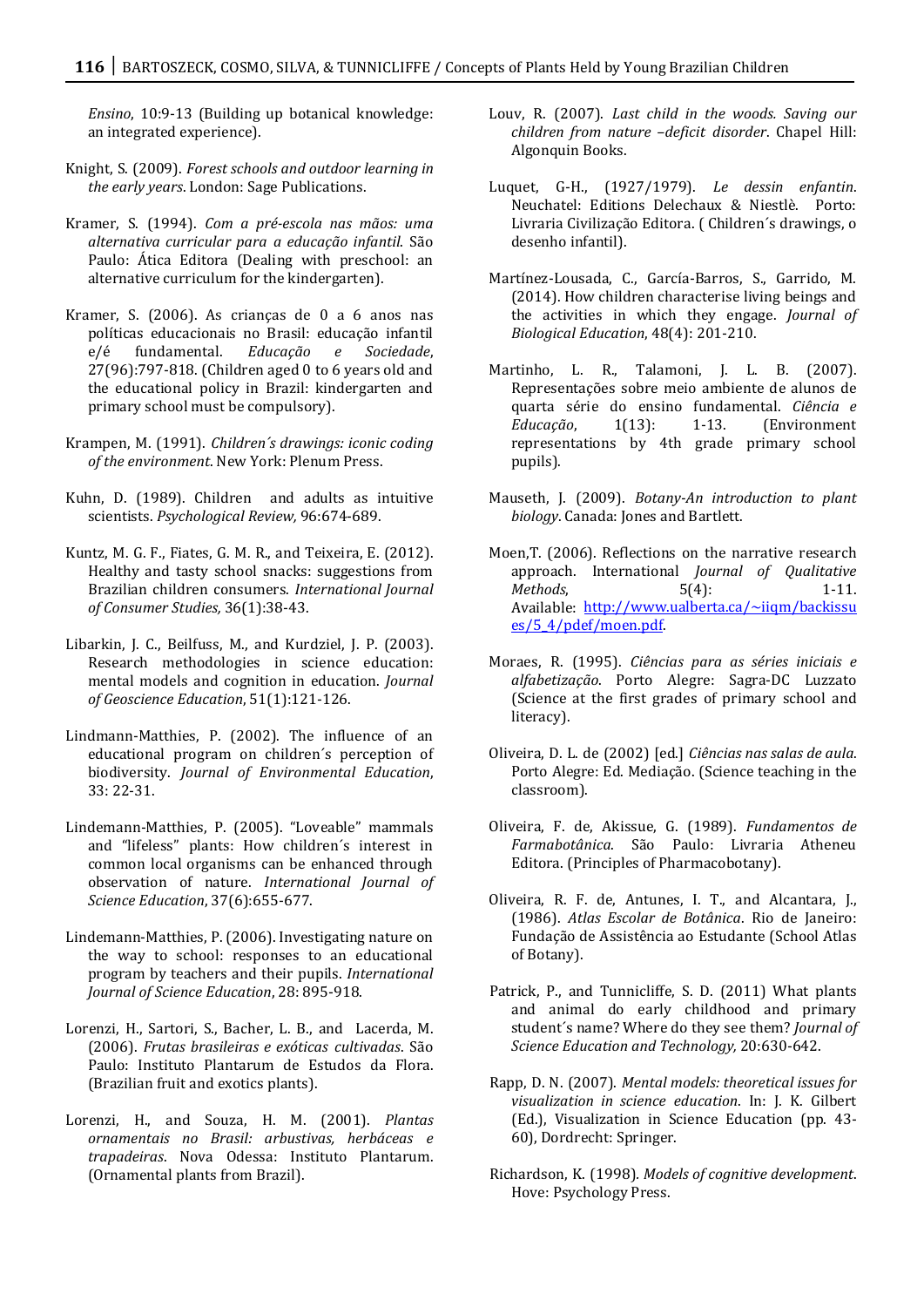*Ensino*, 10:9-13 (Building up botanical knowledge: an integrated experience).

Knight, S. (2009). *Forest schools and outdoor learning in the early years*. London: Sage Publications.

Kramer, S. (1994). *Com a pré-escola nas mãos: uma alternativa curricular para a educação infantil*. São Paulo: Ática Editora (Dealing with preschool: an alternative curriculum for the kindergarten).

Kramer, S. (2006). As crianças de 0 a 6 anos nas políticas educacionais no Brasil: educação infantil e/é fundamental. *Educação e Sociedade*, 27(96):797-818. (Children aged 0 to 6 years old and the educational policy in Brazil: kindergarten and primary school must be compulsory).

Krampen, M. (1991). *Children´s drawings: iconic coding of the environment*. New York: Plenum Press.

Kuhn, D. (1989). Children and adults as intuitive scientists. *Psychological Review,* 96:674-689.

Kuntz, M. G. F., Fiates, G. M. R., and Teixeira, E. (2012). Healthy and tasty school snacks: suggestions from Brazilian children consumers. *International Journal of Consumer Studies,* 36(1):38-43.

Libarkin, J. C., Beilfuss, M., and Kurdziel, J. P. (2003). Research methodologies in science education: mental models and cognition in education. *Journal of Geoscience Education*, 51(1):121-126.

Lindmann-Matthies, P. (2002). The influence of an educational program on children´s perception of biodiversity. *Journal of Environmental Education*, 33: 22-31.

Lindemann-Matthies, P. (2005). "Loveable" mammals and "lifeless" plants: How children´s interest in common local organisms can be enhanced through observation of nature. *International Journal of Science Education*, 37(6):655-677.

Lindemann-Matthies, P. (2006). Investigating nature on the way to school: responses to an educational program by teachers and their pupils. *International Journal of Science Education*, 28: 895-918.

Lorenzi, H., Sartori, S., Bacher, L. B., and Lacerda, M. (2006). *Frutas brasileiras e exóticas cultivadas*. São Paulo: Instituto Plantarum de Estudos da Flora. (Brazilian fruit and exotics plants).

Lorenzi, H., and Souza, H. M. (2001). *Plantas ornamentais no Brasil: arbustivas, herbáceas e trapadeiras*. Nova Odessa: Instituto Plantarum. (Ornamental plants from Brazil).

Louv, R. (2007). *Last child in the woods. Saving our children from nature –deficit disorder*. Chapel Hill: Algonquin Books.

Luquet, G-H., (1927/1979). *Le dessin enfantin*. Neuchatel: Editions Delechaux & Niestlè. Porto: Livraria Civilização Editora. ( Children´s drawings, o desenho infantil).

Martínez-Lousada, C., García-Barros, S., Garrido, M. (2014). How children characterise living beings and the activities in which they engage. *Journal of Biological Education*, 48(4): 201-210.

Martinho, L. R., Talamoni, J. L. B. (2007). Representações sobre meio ambiente de alunos de quarta série do ensino fundamental. *Ciência e Educação*, 1(13): 1-13. (Environment representations by 4th grade primary school pupils).

Mauseth, J. (2009). *Botany-An introduction to plant biology*. Canada: Jones and Bartlett.

Moen,T. (2006). Reflections on the narrative research approach. International *Journal of Qualitative Methods*, 5(4): 1-11. Available: http://www.ualberta.ca/~iiqm/backissues/5_4/pdef/moen.pdf.

Moraes, R. (1995). *Ciências para as séries iniciais e alfabetização*. Porto Alegre: Sagra-DC Luzzato (Science at the first grades of primary school and literacy).

Oliveira, D. L. de (2002) [ed.] *Ciências nas salas de aula*. Porto Alegre: Ed. Mediação. (Science teaching in the classroom).

Oliveira, F. de, Akissue, G. (1989). *Fundamentos de Farmabotânica*. São Paulo: Livraria Atheneu Editora. (Principles of Pharmacobotany).

Oliveira, R. F. de, Antunes, I. T., and Alcantara, J., (1986). *Atlas Escolar de Botânica*. Rio de Janeiro: Fundação de Assistência ao Estudante (School Atlas of Botany).

Patrick, P., and Tunnicliffe, S. D. (2011) What plants and animal do early childhood and primary student´s name? Where do they see them? *Journal of Science Education and Technology,* 20:630-642.

Rapp, D. N. (2007). *Mental models: theoretical issues for visualization in science education*. In: J. K. Gilbert (Ed.), Visualization in Science Education (pp. 43-60), Dordrecht: Springer.

Richardson, K. (1998). *Models of cognitive development*. Hove: Psychology Press.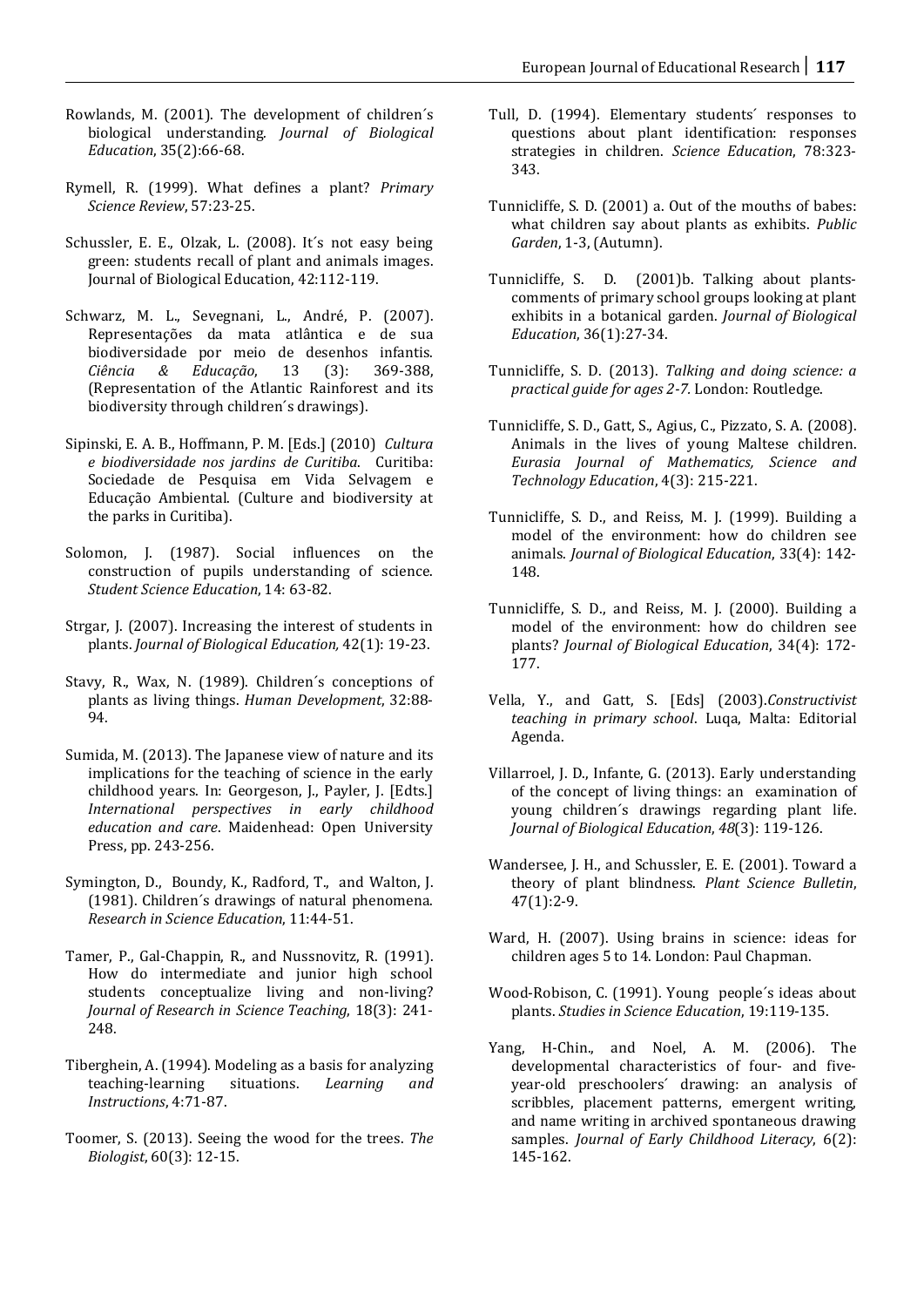Rowlands, M. (2001). The development of children´s biological understanding. *Journal of Biological Education*, 35(2):66-68.

Rymell, R. (1999). What defines a plant? *Primary Science Review*, 57:23-25.

Schussler, E. E., Olzak, L. (2008). It´s not easy being green: students recall of plant and animals images. Journal of Biological Education, 42:112-119.

Schwarz, M. L., Sevegnani, L., André, P. (2007). Representações da mata atlântica e de sua biodiversidade por meio de desenhos infantis. *Ciência & Educação*, 13 (3): 369-388, (Representation of the Atlantic Rainforest and its biodiversity through children´s drawings).

Sipinski, E. A. B., Hoffmann, P. M. [Eds.] (2010) *Cultura e biodiversidade nos jardins de Curitiba*. Curitiba: Sociedade de Pesquisa em Vida Selvagem e Educação Ambiental. (Culture and biodiversity at the parks in Curitiba).

Solomon, J. (1987). Social influences on the construction of pupils understanding of science. *Student Science Education*, 14: 63-82.

Strgar, J. (2007). Increasing the interest of students in plants. *Journal of Biological Education,* 42(1): 19-23.

Stavy, R., Wax, N. (1989). Children´s conceptions of plants as living things. *Human Development*, 32:88-94.

Sumida, M. (2013). The Japanese view of nature and its implications for the teaching of science in the early childhood years. In: Georgeson, J., Payler, J. [Edts.] *International perspectives in early childhood education and care*. Maidenhead: Open University Press, pp. 243-256.

Symington, D., Boundy, K., Radford, T., and Walton, J. (1981). Children´s drawings of natural phenomena. *Research in Science Education*, 11:44-51.

Tamer, P., Gal-Chappin, R., and Nussnovitz, R. (1991). How do intermediate and junior high school students conceptualize living and non-living? *Journal of Research in Science Teaching*, 18(3): 241-248.

Tiberghein, A. (1994). Modeling as a basis for analyzing teaching-learning situations. *Learning and Instructions*, 4:71-87.

Toomer, S. (2013). Seeing the wood for the trees. *The Biologist*, 60(3): 12-15.

Tull, D. (1994). Elementary students´ responses to questions about plant identification: responses strategies in children. *Science Education*, 78:323-343.

Tunnicliffe, S. D. (2001) a. Out of the mouths of babes: what children say about plants as exhibits. *Public Garden*, 1-3, (Autumn).

Tunnicliffe, S. D. (2001)b. Talking about plants- comments of primary school groups looking at plant exhibits in a botanical garden. *Journal of Biological Education*, 36(1):27-34.

Tunnicliffe, S. D. (2013). *Talking and doing science: a practical guide for ages 2-7.* London: Routledge.

Tunnicliffe, S. D., Gatt, S., Agius, C., Pizzato, S. A. (2008). Animals in the lives of young Maltese children. *Eurasia Journal of Mathematics, Science and Technology Education*, 4(3): 215-221.

Tunnicliffe, S. D., and Reiss, M. J. (1999). Building a model of the environment: how do children see animals. *Journal of Biological Education*, 33(4): 142-148.

Tunnicliffe, S. D., and Reiss, M. J. (2000). Building a model of the environment: how do children see plants? *Journal of Biological Education*, 34(4): 172-177.

Vella, Y., and Gatt, S. [Eds] (2003).*Constructivist teaching in primary school*. Luqa, Malta: Editorial Agenda.

Villarroel, J. D., Infante, G. (2013). Early understanding of the concept of living things: an examination of young children´s drawings regarding plant life. *Journal of Biological Education*, *48*(3): 119-126.

Wandersee, J. H., and Schussler, E. E. (2001). Toward a theory of plant blindness. *Plant Science Bulletin*, 47(1):2-9.

Ward, H. (2007). Using brains in science: ideas for children ages 5 to 14. London: Paul Chapman.

Wood-Robison, C. (1991). Young people´s ideas about plants. *Studies in Science Education*, 19:119-135.

Yang, H-Chin., and Noel, A. M. (2006). The developmental characteristics of four- and five-year-old preschoolers´ drawing: an analysis of scribbles, placement patterns, emergent writing, and name writing in archived spontaneous drawing samples. *Journal of Early Childhood Literacy*, 6(2): 145-162.